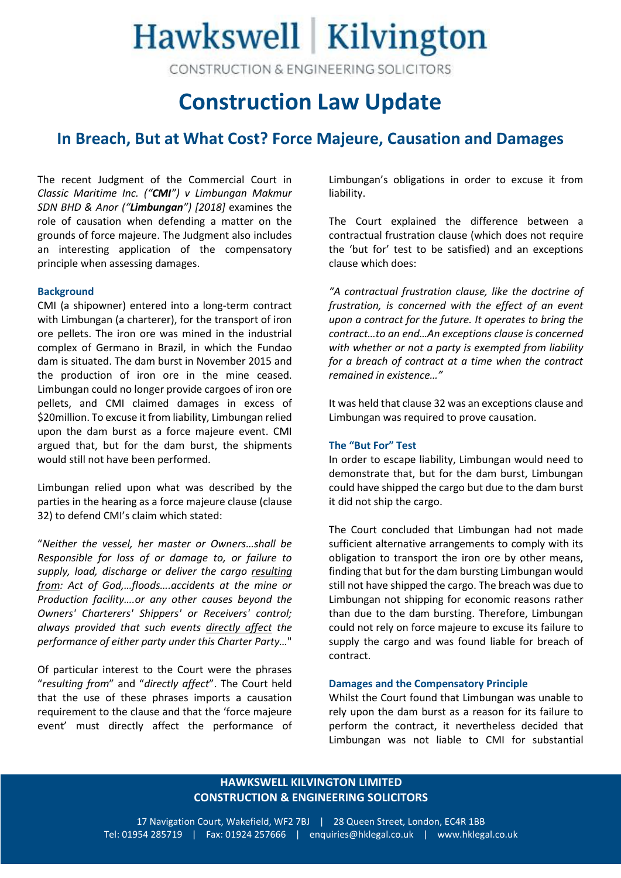# Hawkswell | Kilvington

CONSTRUCTION & ENGINEERING SOLICITORS

# Construction Law Update

## In Breach, But at What Cost? Force Majeure, Causation and Damages

The recent Judgment of the Commercial Court in *Classic Maritime Inc. ("**CMI**") v Limbungan Makmur SDN BHD & Anor ("**Limbungan**") [2018]* examines the role of causation when defending a matter on the grounds of force majeure. The Judgment also includes an interesting application of the compensatory principle when assessing damages.

### Background

CMI (a shipowner) entered into a long-term contract with Limbungan (a charterer), for the transport of iron ore pellets. The iron ore was mined in the industrial complex of Germano in Brazil, in which the Fundao dam is situated. The dam burst in November 2015 and the production of iron ore in the mine ceased. Limbungan could no longer provide cargoes of iron ore pellets, and CMI claimed damages in excess of $20million. To excuse it from liability, Limbungan relied upon the dam burst as a force majeure event. CMI argued that, but for the dam burst, the shipments would still not have been performed.

Limbungan relied upon what was described by the parties in the hearing as a force majeure clause (clause 32) to defend CMI's claim which stated:

"*Neither the vessel, her master or Owners…shall be Responsible for loss of or damage to, or failure to supply, load, discharge or deliver the cargo resulting from: Act of God,…floods….accidents at the mine or Production facility….or any other causes beyond the Owners' Charterers' Shippers' or Receivers' control; always provided that such events directly affect the performance of either party under this Charter Party…*"

Of particular interest to the Court were the phrases "*resulting from*" and "*directly affect*". The Court held that the use of these phrases imports a causation requirement to the clause and that the 'force majeure event' must directly affect the performance of Limbungan's obligations in order to excuse it from liability.

The Court explained the difference between a contractual frustration clause (which does not require the 'but for' test to be satisfied) and an exceptions clause which does:

*"A contractual frustration clause, like the doctrine of frustration, is concerned with the effect of an event upon a contract for the future. It operates to bring the contract…to an end…An exceptions clause is concerned with whether or not a party is exempted from liability for a breach of contract at a time when the contract remained in existence…"*

It was held that clause 32 was an exceptions clause and Limbungan was required to prove causation.

### The "But For" Test

In order to escape liability, Limbungan would need to demonstrate that, but for the dam burst, Limbungan could have shipped the cargo but due to the dam burst it did not ship the cargo.

The Court concluded that Limbungan had not made sufficient alternative arrangements to comply with its obligation to transport the iron ore by other means, finding that but for the dam bursting Limbungan would still not have shipped the cargo. The breach was due to Limbungan not shipping for economic reasons rather than due to the dam bursting. Therefore, Limbungan could not rely on force majeure to excuse its failure to supply the cargo and was found liable for breach of contract.

### Damages and the Compensatory Principle

Whilst the Court found that Limbungan was unable to rely upon the dam burst as a reason for its failure to perform the contract, it nevertheless decided that Limbungan was not liable to CMI for substantial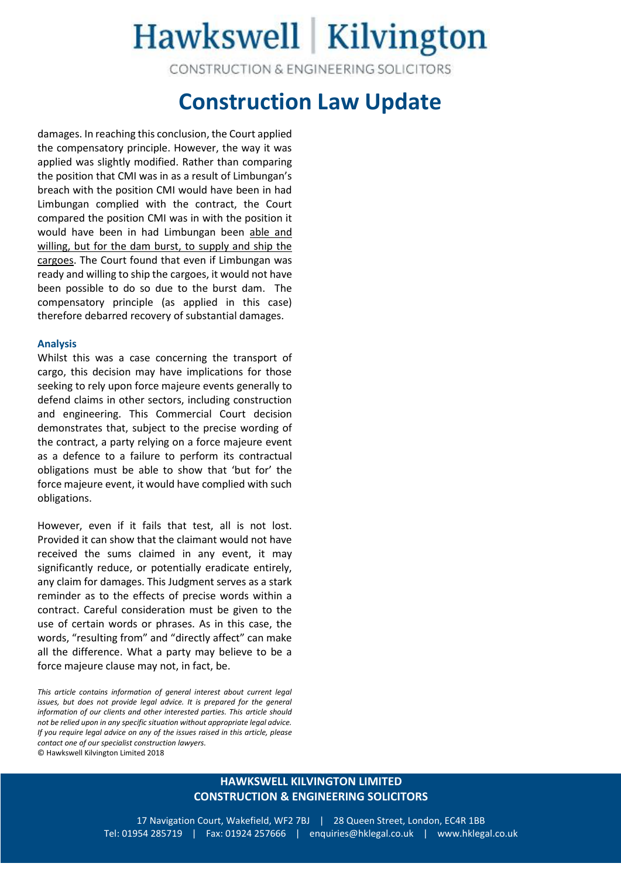damages. In reaching this conclusion, the Court applied the compensatory principle. However, the way it was applied was slightly modified. Rather than comparing the position that CMI was in as a result of Limbungan's breach with the position CMI would have been in had Limbungan complied with the contract, the Court compared the position CMI was in with the position it would have been in had Limbungan been <u>able and willing, but for the dam burst, to supply and ship the cargoes</u>. The Court found that even if Limbungan was ready and willing to ship the cargoes, it would not have been possible to do so due to the burst dam. The compensatory principle (as applied in this case) therefore debarred recovery of substantial damages.

### Analysis

Whilst this was a case concerning the transport of cargo, this decision may have implications for those seeking to rely upon force majeure events generally to defend claims in other sectors, including construction and engineering. This Commercial Court decision demonstrates that, subject to the precise wording of the contract, a party relying on a force majeure event as a defence to a failure to perform its contractual obligations must be able to show that 'but for' the force majeure event, it would have complied with such obligations.

However, even if it fails that test, all is not lost. Provided it can show that the claimant would not have received the sums claimed in any event, it may significantly reduce, or potentially eradicate entirely, any claim for damages. This Judgment serves as a stark reminder as to the effects of precise words within a contract. Careful consideration must be given to the use of certain words or phrases. As in this case, the words, "resulting from" and "directly affect" can make all the difference. What a party may believe to be a force majeure clause may not, in fact, be.

*This article contains information of general interest about current legal issues, but does not provide legal advice. It is prepared for the general information of our clients and other interested parties. This article should not be relied upon in any specific situation without appropriate legal advice. If you require legal advice on any of the issues raised in this article, please contact one of our specialist construction lawyers.*

© Hawkswell Kilvington Limited 2018

**HAWKSWELL KILVINGTON LIMITED**
**CONSTRUCTION & ENGINEERING SOLICITORS**

17 Navigation Court, Wakefield, WF2 7BJ | 28 Queen Street, London, EC4R 1BB
Tel: 01954 285719 | Fax: 01924 257666 | enquiries@hklegal.co.uk | www.hklegal.co.uk